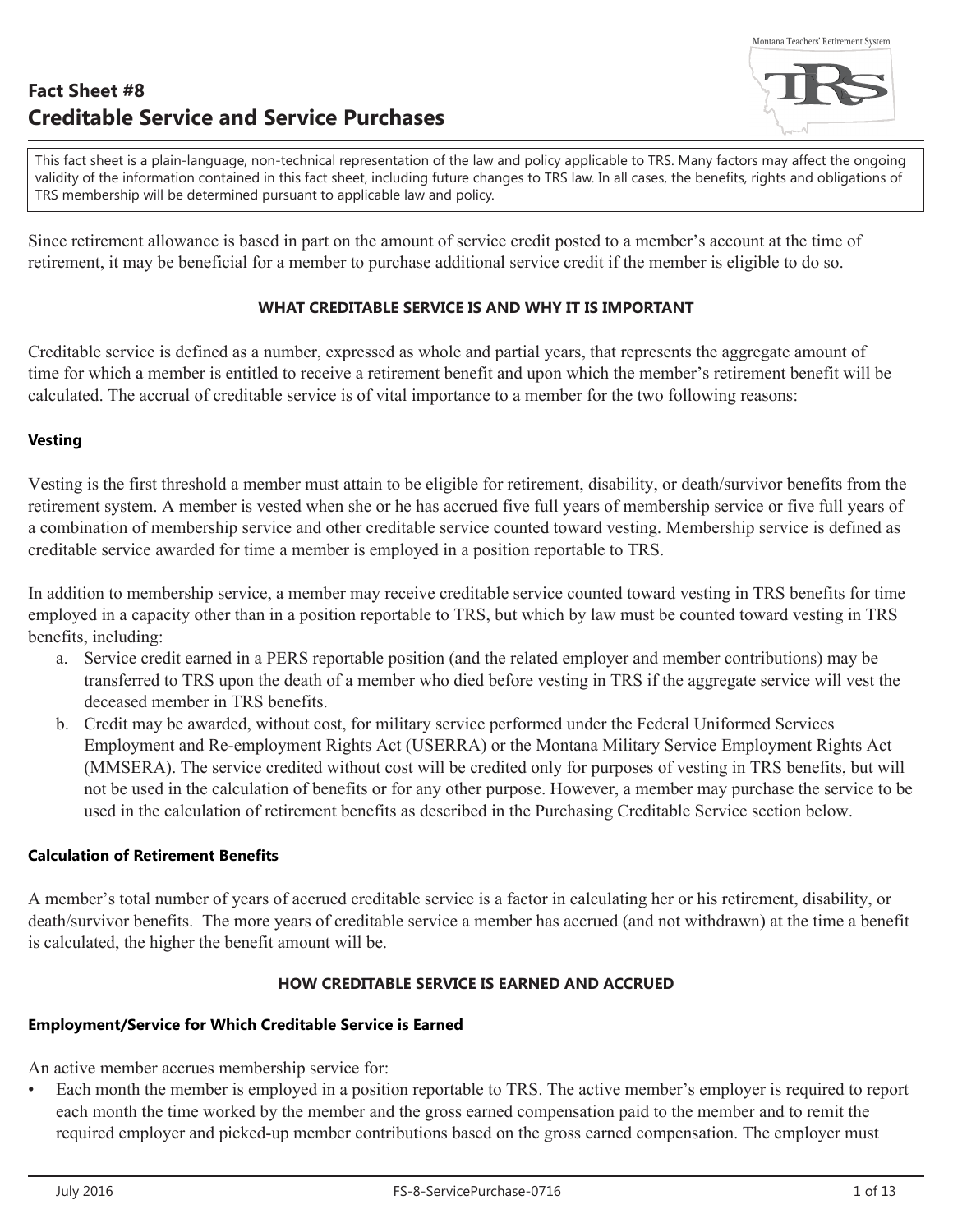# Fact Sheet #8
# Creditable Service and Service Purchases

> This fact sheet is a plain-language, non-technical representation of the law and policy applicable to TRS. Many factors may affect the ongoing validity of the information contained in this fact sheet, including future changes to TRS law. In all cases, the benefits, rights and obligations of TRS membership will be determined pursuant to applicable law and policy.

Since retirement allowance is based in part on the amount of service credit posted to a member's account at the time of retirement, it may be beneficial for a member to purchase additional service credit if the member is eligible to do so.

## WHAT CREDITABLE SERVICE IS AND WHY IT IS IMPORTANT

Creditable service is defined as a number, expressed as whole and partial years, that represents the aggregate amount of time for which a member is entitled to receive a retirement benefit and upon which the member's retirement benefit will be calculated. The accrual of creditable service is of vital importance to a member for the two following reasons:

### Vesting

Vesting is the first threshold a member must attain to be eligible for retirement, disability, or death/survivor benefits from the retirement system. A member is vested when she or he has accrued five full years of membership service or five full years of a combination of membership service and other creditable service counted toward vesting. Membership service is defined as creditable service awarded for time a member is employed in a position reportable to TRS.

In addition to membership service, a member may receive creditable service counted toward vesting in TRS benefits for time employed in a capacity other than in a position reportable to TRS, but which by law must be counted toward vesting in TRS benefits, including:

a. Service credit earned in a PERS reportable position (and the related employer and member contributions) may be transferred to TRS upon the death of a member who died before vesting in TRS if the aggregate service will vest the deceased member in TRS benefits.
b. Credit may be awarded, without cost, for military service performed under the Federal Uniformed Services Employment and Re-employment Rights Act (USERRA) or the Montana Military Service Employment Rights Act (MMSERA). The service credited without cost will be credited only for purposes of vesting in TRS benefits, but will not be used in the calculation of benefits or for any other purpose. However, a member may purchase the service to be used in the calculation of retirement benefits as described in the Purchasing Creditable Service section below.

### Calculation of Retirement Benefits

A member's total number of years of accrued creditable service is a factor in calculating her or his retirement, disability, or death/survivor benefits. The more years of creditable service a member has accrued (and not withdrawn) at the time a benefit is calculated, the higher the benefit amount will be.

## HOW CREDITABLE SERVICE IS EARNED AND ACCRUED

### Employment/Service for Which Creditable Service is Earned

An active member accrues membership service for:

- Each month the member is employed in a position reportable to TRS. The active member's employer is required to report each month the time worked by the member and the gross earned compensation paid to the member and to remit the required employer and picked-up member contributions based on the gross earned compensation. The employer must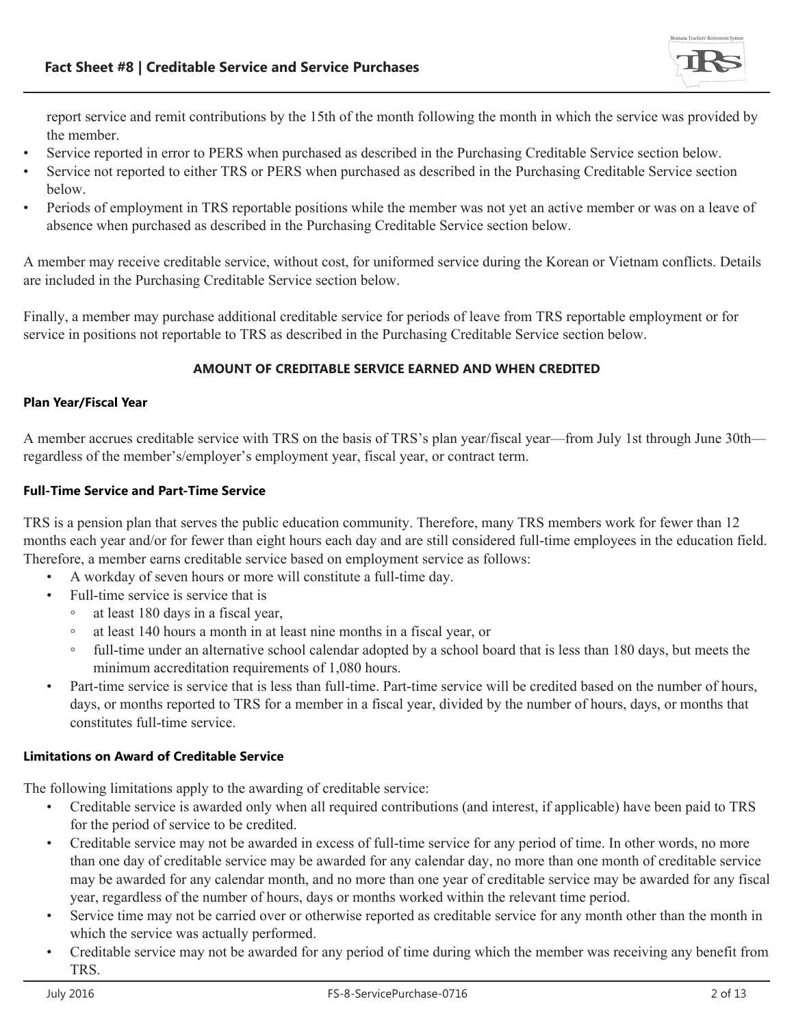report service and remit contributions by the 15th of the month following the month in which the service was provided by the member.

- Service reported in error to PERS when purchased as described in the Purchasing Creditable Service section below.
- Service not reported to either TRS or PERS when purchased as described in the Purchasing Creditable Service section below.
- Periods of employment in TRS reportable positions while the member was not yet an active member or was on a leave of absence when purchased as described in the Purchasing Creditable Service section below.

A member may receive creditable service, without cost, for uniformed service during the Korean or Vietnam conflicts. Details are included in the Purchasing Creditable Service section below.

Finally, a member may purchase additional creditable service for periods of leave from TRS reportable employment or for service in positions not reportable to TRS as described in the Purchasing Creditable Service section below.

## AMOUNT OF CREDITABLE SERVICE EARNED AND WHEN CREDITED

### Plan Year/Fiscal Year

A member accrues creditable service with TRS on the basis of TRS's plan year/fiscal year—from July 1st through June 30th—regardless of the member's/employer's employment year, fiscal year, or contract term.

### Full-Time Service and Part-Time Service

TRS is a pension plan that serves the public education community. Therefore, many TRS members work for fewer than 12 months each year and/or for fewer than eight hours each day and are still considered full-time employees in the education field. Therefore, a member earns creditable service based on employment service as follows:

- A workday of seven hours or more will constitute a full-time day.
- Full-time service is service that is
  - at least 180 days in a fiscal year,
  - at least 140 hours a month in at least nine months in a fiscal year, or
  - full-time under an alternative school calendar adopted by a school board that is less than 180 days, but meets the minimum accreditation requirements of 1,080 hours.
- Part-time service is service that is less than full-time. Part-time service will be credited based on the number of hours, days, or months reported to TRS for a member in a fiscal year, divided by the number of hours, days, or months that constitutes full-time service.

### Limitations on Award of Creditable Service

The following limitations apply to the awarding of creditable service:

- Creditable service is awarded only when all required contributions (and interest, if applicable) have been paid to TRS for the period of service to be credited.
- Creditable service may not be awarded in excess of full-time service for any period of time. In other words, no more than one day of creditable service may be awarded for any calendar day, no more than one month of creditable service may be awarded for any calendar month, and no more than one year of creditable service may be awarded for any fiscal year, regardless of the number of hours, days or months worked within the relevant time period.
- Service time may not be carried over or otherwise reported as creditable service for any month other than the month in which the service was actually performed.
- Creditable service may not be awarded for any period of time during which the member was receiving any benefit from TRS.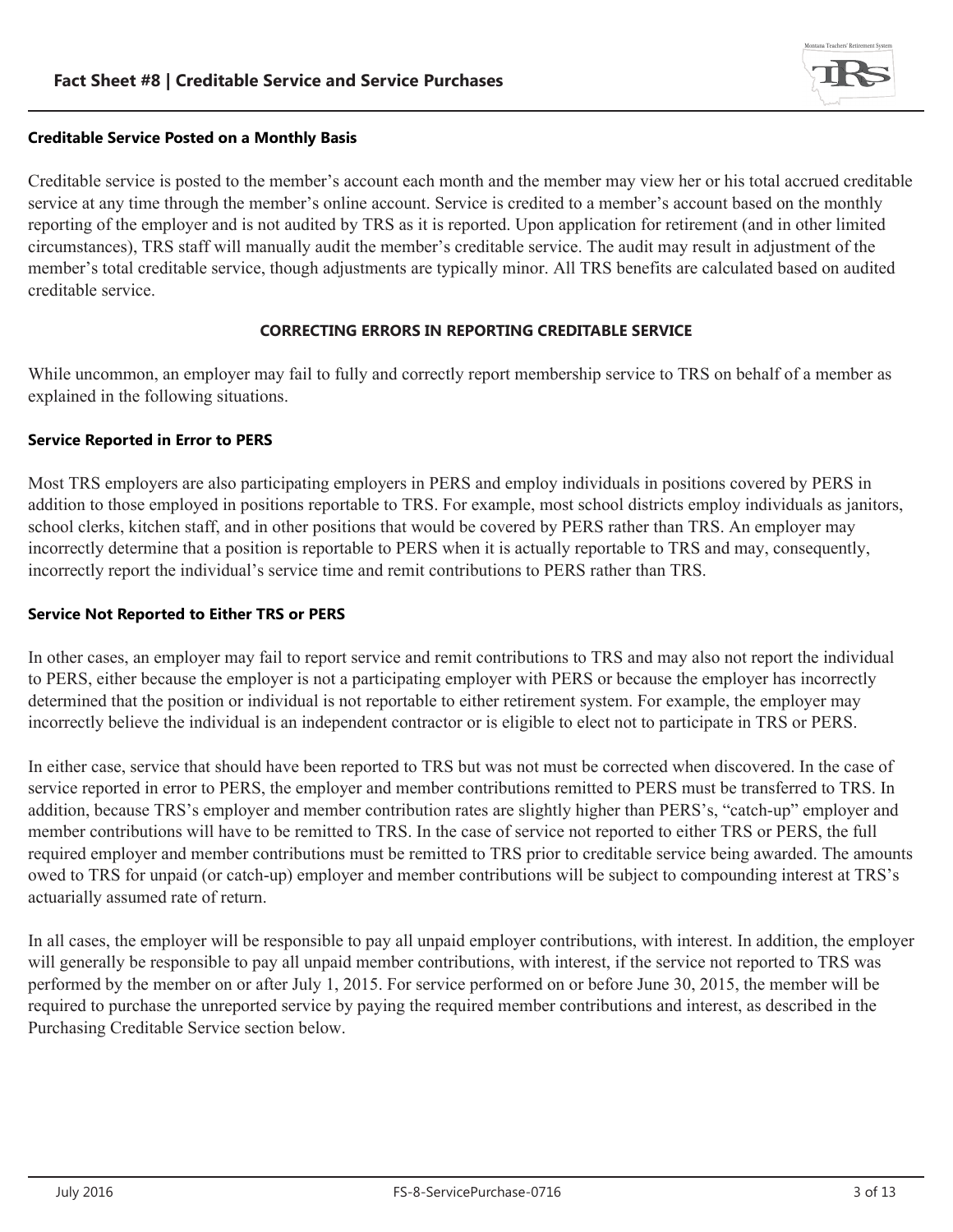### Creditable Service Posted on a Monthly Basis

Creditable service is posted to the member's account each month and the member may view her or his total accrued creditable service at any time through the member's online account. Service is credited to a member's account based on the monthly reporting of the employer and is not audited by TRS as it is reported. Upon application for retirement (and in other limited circumstances), TRS staff will manually audit the member's creditable service. The audit may result in adjustment of the member's total creditable service, though adjustments are typically minor. All TRS benefits are calculated based on audited creditable service.

## CORRECTING ERRORS IN REPORTING CREDITABLE SERVICE

While uncommon, an employer may fail to fully and correctly report membership service to TRS on behalf of a member as explained in the following situations.

### Service Reported in Error to PERS

Most TRS employers are also participating employers in PERS and employ individuals in positions covered by PERS in addition to those employed in positions reportable to TRS. For example, most school districts employ individuals as janitors, school clerks, kitchen staff, and in other positions that would be covered by PERS rather than TRS. An employer may incorrectly determine that a position is reportable to PERS when it is actually reportable to TRS and may, consequently, incorrectly report the individual's service time and remit contributions to PERS rather than TRS.

### Service Not Reported to Either TRS or PERS

In other cases, an employer may fail to report service and remit contributions to TRS and may also not report the individual to PERS, either because the employer is not a participating employer with PERS or because the employer has incorrectly determined that the position or individual is not reportable to either retirement system. For example, the employer may incorrectly believe the individual is an independent contractor or is eligible to elect not to participate in TRS or PERS.

In either case, service that should have been reported to TRS but was not must be corrected when discovered. In the case of service reported in error to PERS, the employer and member contributions remitted to PERS must be transferred to TRS. In addition, because TRS's employer and member contribution rates are slightly higher than PERS's, "catch-up" employer and member contributions will have to be remitted to TRS. In the case of service not reported to either TRS or PERS, the full required employer and member contributions must be remitted to TRS prior to creditable service being awarded. The amounts owed to TRS for unpaid (or catch-up) employer and member contributions will be subject to compounding interest at TRS's actuarially assumed rate of return.

In all cases, the employer will be responsible to pay all unpaid employer contributions, with interest. In addition, the employer will generally be responsible to pay all unpaid member contributions, with interest, if the service not reported to TRS was performed by the member on or after July 1, 2015. For service performed on or before June 30, 2015, the member will be required to purchase the unreported service by paying the required member contributions and interest, as described in the Purchasing Creditable Service section below.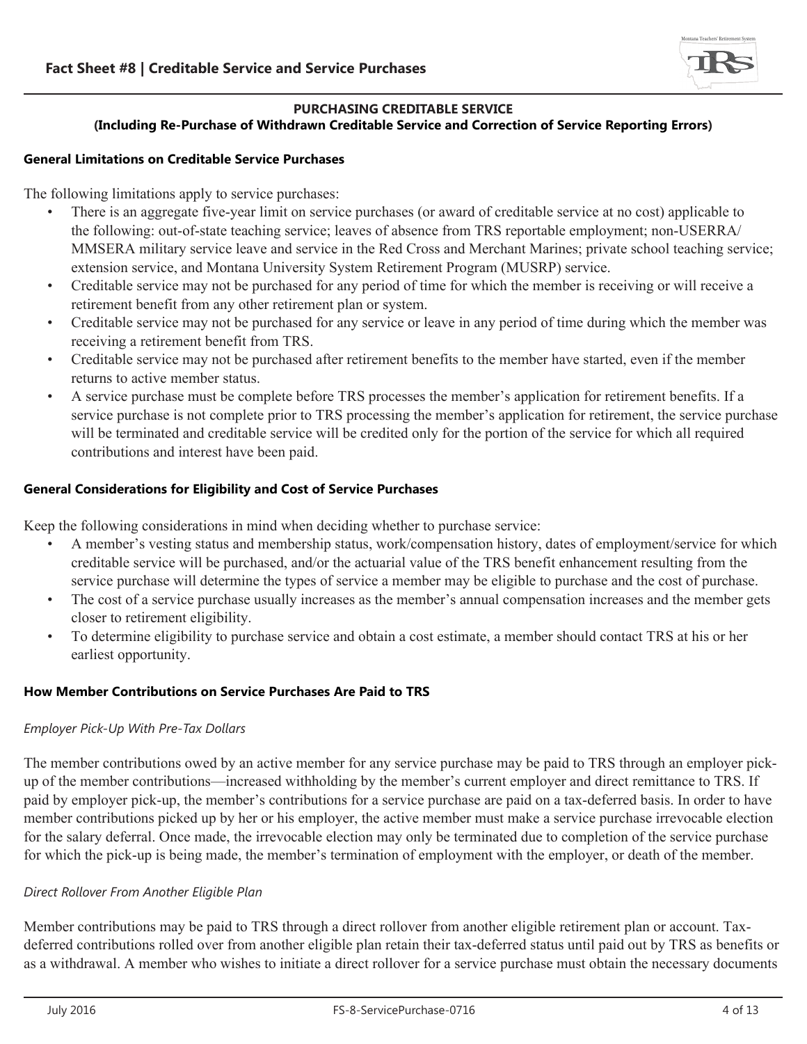## PURCHASING CREDITABLE SERVICE
### (Including Re-Purchase of Withdrawn Creditable Service and Correction of Service Reporting Errors)

**General Limitations on Creditable Service Purchases**

The following limitations apply to service purchases:

- There is an aggregate five-year limit on service purchases (or award of creditable service at no cost) applicable to the following: out-of-state teaching service; leaves of absence from TRS reportable employment; non-USERRA/MMSERA military service leave and service in the Red Cross and Merchant Marines; private school teaching service; extension service, and Montana University System Retirement Program (MUSRP) service.
- Creditable service may not be purchased for any period of time for which the member is receiving or will receive a retirement benefit from any other retirement plan or system.
- Creditable service may not be purchased for any service or leave in any period of time during which the member was receiving a retirement benefit from TRS.
- Creditable service may not be purchased after retirement benefits to the member have started, even if the member returns to active member status.
- A service purchase must be complete before TRS processes the member's application for retirement benefits. If a service purchase is not complete prior to TRS processing the member's application for retirement, the service purchase will be terminated and creditable service will be credited only for the portion of the service for which all required contributions and interest have been paid.

**General Considerations for Eligibility and Cost of Service Purchases**

Keep the following considerations in mind when deciding whether to purchase service:

- A member's vesting status and membership status, work/compensation history, dates of employment/service for which creditable service will be purchased, and/or the actuarial value of the TRS benefit enhancement resulting from the service purchase will determine the types of service a member may be eligible to purchase and the cost of purchase.
- The cost of a service purchase usually increases as the member's annual compensation increases and the member gets closer to retirement eligibility.
- To determine eligibility to purchase service and obtain a cost estimate, a member should contact TRS at his or her earliest opportunity.

**How Member Contributions on Service Purchases Are Paid to TRS**

*Employer Pick-Up With Pre-Tax Dollars*

The member contributions owed by an active member for any service purchase may be paid to TRS through an employer pick-up of the member contributions—increased withholding by the member's current employer and direct remittance to TRS. If paid by employer pick-up, the member's contributions for a service purchase are paid on a tax-deferred basis. In order to have member contributions picked up by her or his employer, the active member must make a service purchase irrevocable election for the salary deferral. Once made, the irrevocable election may only be terminated due to completion of the service purchase for which the pick-up is being made, the member's termination of employment with the employer, or death of the member.

*Direct Rollover From Another Eligible Plan*

Member contributions may be paid to TRS through a direct rollover from another eligible retirement plan or account. Tax-deferred contributions rolled over from another eligible plan retain their tax-deferred status until paid out by TRS as benefits or as a withdrawal. A member who wishes to initiate a direct rollover for a service purchase must obtain the necessary documents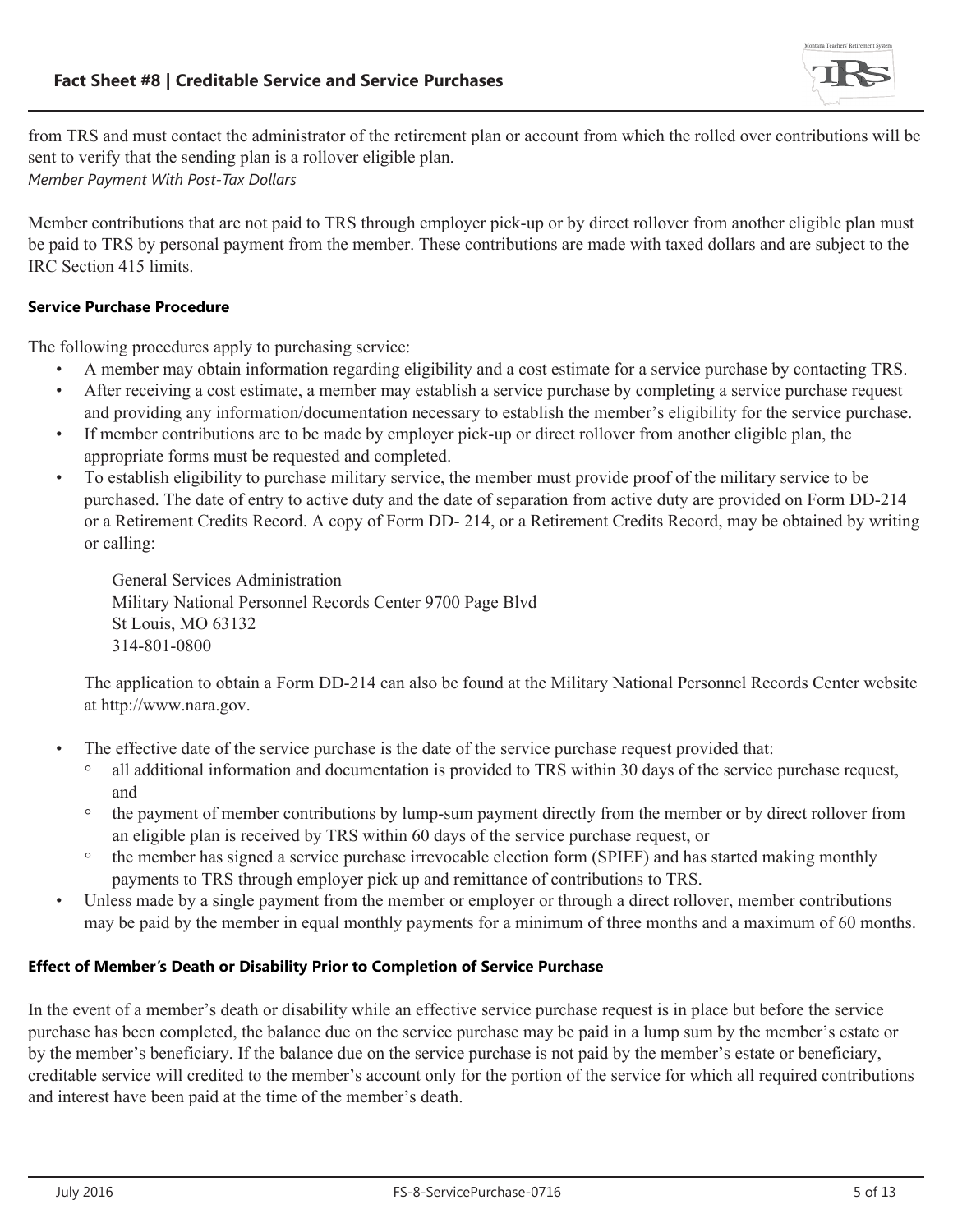from TRS and must contact the administrator of the retirement plan or account from which the rolled over contributions will be sent to verify that the sending plan is a rollover eligible plan.

*Member Payment With Post-Tax Dollars*

Member contributions that are not paid to TRS through employer pick-up or by direct rollover from another eligible plan must be paid to TRS by personal payment from the member. These contributions are made with taxed dollars and are subject to the IRC Section 415 limits.

**Service Purchase Procedure**

The following procedures apply to purchasing service:

- A member may obtain information regarding eligibility and a cost estimate for a service purchase by contacting TRS.
- After receiving a cost estimate, a member may establish a service purchase by completing a service purchase request and providing any information/documentation necessary to establish the member's eligibility for the service purchase.
- If member contributions are to be made by employer pick-up or direct rollover from another eligible plan, the appropriate forms must be requested and completed.
- To establish eligibility to purchase military service, the member must provide proof of the military service to be purchased. The date of entry to active duty and the date of separation from active duty are provided on Form DD-214 or a Retirement Credits Record. A copy of Form DD- 214, or a Retirement Credits Record, may be obtained by writing or calling:

  General Services Administration
  Military National Personnel Records Center 9700 Page Blvd
  St Louis, MO 63132
  314-801-0800

  The application to obtain a Form DD-214 can also be found at the Military National Personnel Records Center website at http://www.nara.gov.

- The effective date of the service purchase is the date of the service purchase request provided that:
  - all additional information and documentation is provided to TRS within 30 days of the service purchase request, and
  - the payment of member contributions by lump-sum payment directly from the member or by direct rollover from an eligible plan is received by TRS within 60 days of the service purchase request, or
  - the member has signed a service purchase irrevocable election form (SPIEF) and has started making monthly payments to TRS through employer pick up and remittance of contributions to TRS.
- Unless made by a single payment from the member or employer or through a direct rollover, member contributions may be paid by the member in equal monthly payments for a minimum of three months and a maximum of 60 months.

**Effect of Member's Death or Disability Prior to Completion of Service Purchase**

In the event of a member's death or disability while an effective service purchase request is in place but before the service purchase has been completed, the balance due on the service purchase may be paid in a lump sum by the member's estate or by the member's beneficiary. If the balance due on the service purchase is not paid by the member's estate or beneficiary, creditable service will credited to the member's account only for the portion of the service for which all required contributions and interest have been paid at the time of the member's death.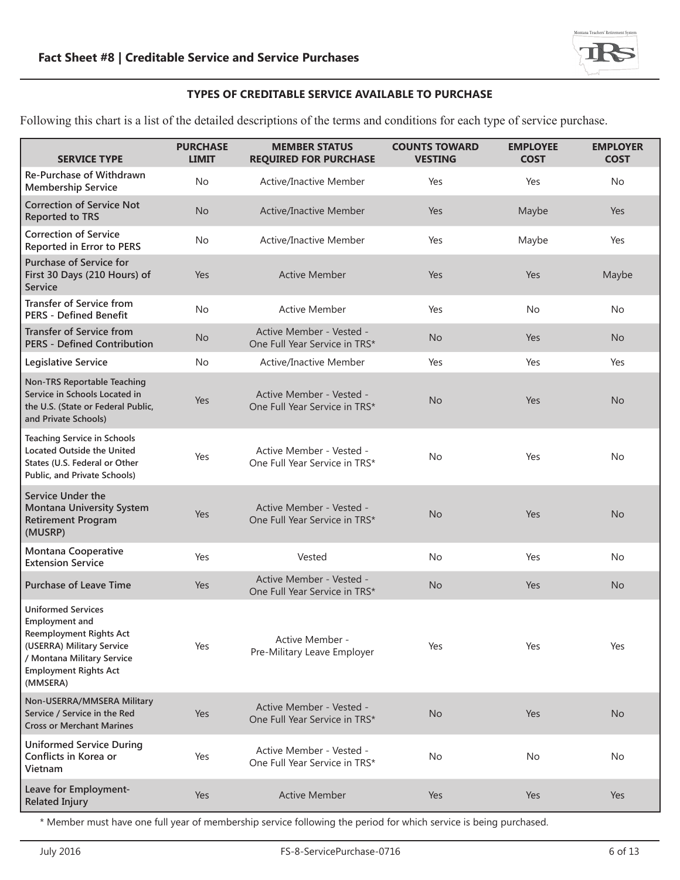### TYPES OF CREDITABLE SERVICE AVAILABLE TO PURCHASE

Following this chart is a list of the detailed descriptions of the terms and conditions for each type of service purchase.

| SERVICE TYPE | PURCHASE LIMIT | MEMBER STATUS REQUIRED FOR PURCHASE | COUNTS TOWARD VESTING | EMPLOYEE COST | EMPLOYER COST |
|---|---|---|---|---|---|
| Re-Purchase of Withdrawn Membership Service | No | Active/Inactive Member | Yes | Yes | No |
| Correction of Service Not Reported to TRS | No | Active/Inactive Member | Yes | Maybe | Yes |
| Correction of Service Reported in Error to PERS | No | Active/Inactive Member | Yes | Maybe | Yes |
| Purchase of Service for First 30 Days (210 Hours) of Service | Yes | Active Member | Yes | Yes | Maybe |
| Transfer of Service from PERS - Defined Benefit | No | Active Member | Yes | No | No |
| Transfer of Service from PERS - Defined Contribution | No | Active Member - Vested - One Full Year Service in TRS* | No | Yes | No |
| Legislative Service | No | Active/Inactive Member | Yes | Yes | Yes |
| Non-TRS Reportable Teaching Service in Schools Located in the U.S. (State or Federal Public, and Private Schools) | Yes | Active Member - Vested - One Full Year Service in TRS* | No | Yes | No |
| Teaching Service in Schools Located Outside the United States (U.S. Federal or Other Public, and Private Schools) | Yes | Active Member - Vested - One Full Year Service in TRS* | No | Yes | No |
| Service Under the Montana University System Retirement Program (MUSRP) | Yes | Active Member - Vested - One Full Year Service in TRS* | No | Yes | No |
| Montana Cooperative Extension Service | Yes | Vested | No | Yes | No |
| Purchase of Leave Time | Yes | Active Member - Vested - One Full Year Service in TRS* | No | Yes | No |
| Uniformed Services Employment and Reemployment Rights Act (USERRA) Military Service / Montana Military Service Employment Rights Act (MMSERA) | Yes | Active Member - Pre-Military Leave Employer | Yes | Yes | Yes |
| Non-USERRA/MMSERA Military Service / Service in the Red Cross or Merchant Marines | Yes | Active Member - Vested - One Full Year Service in TRS* | No | Yes | No |
| Uniformed Service During Conflicts in Korea or Vietnam | Yes | Active Member - Vested - One Full Year Service in TRS* | No | No | No |
| Leave for Employment-Related Injury | Yes | Active Member | Yes | Yes | Yes |

* Member must have one full year of membership service following the period for which service is being purchased.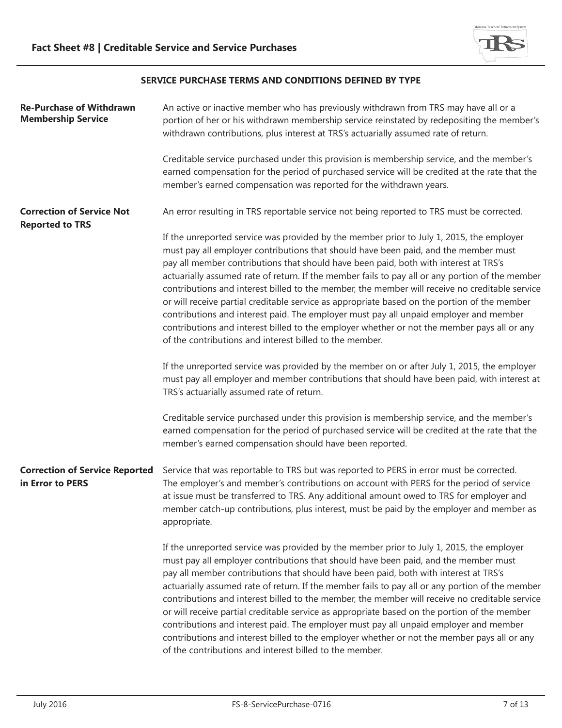## SERVICE PURCHASE TERMS AND CONDITIONS DEFINED BY TYPE

**Re-Purchase of Withdrawn Membership Service**

An active or inactive member who has previously withdrawn from TRS may have all or a portion of her or his withdrawn membership service reinstated by redepositing the member's withdrawn contributions, plus interest at TRS's actuarially assumed rate of return.

Creditable service purchased under this provision is membership service, and the member's earned compensation for the period of purchased service will be credited at the rate that the member's earned compensation was reported for the withdrawn years.

**Correction of Service Not Reported to TRS**

An error resulting in TRS reportable service not being reported to TRS must be corrected.

If the unreported service was provided by the member prior to July 1, 2015, the employer must pay all employer contributions that should have been paid, and the member must pay all member contributions that should have been paid, both with interest at TRS's actuarially assumed rate of return. If the member fails to pay all or any portion of the member contributions and interest billed to the member, the member will receive no creditable service or will receive partial creditable service as appropriate based on the portion of the member contributions and interest paid. The employer must pay all unpaid employer and member contributions and interest billed to the employer whether or not the member pays all or any of the contributions and interest billed to the member.

If the unreported service was provided by the member on or after July 1, 2015, the employer must pay all employer and member contributions that should have been paid, with interest at TRS's actuarially assumed rate of return.

Creditable service purchased under this provision is membership service, and the member's earned compensation for the period of purchased service will be credited at the rate that the member's earned compensation should have been reported.

**Correction of Service Reported in Error to PERS**

Service that was reportable to TRS but was reported to PERS in error must be corrected. The employer's and member's contributions on account with PERS for the period of service at issue must be transferred to TRS. Any additional amount owed to TRS for employer and member catch-up contributions, plus interest, must be paid by the employer and member as appropriate.

If the unreported service was provided by the member prior to July 1, 2015, the employer must pay all employer contributions that should have been paid, and the member must pay all member contributions that should have been paid, both with interest at TRS's actuarially assumed rate of return. If the member fails to pay all or any portion of the member contributions and interest billed to the member, the member will receive no creditable service or will receive partial creditable service as appropriate based on the portion of the member contributions and interest paid. The employer must pay all unpaid employer and member contributions and interest billed to the employer whether or not the member pays all or any of the contributions and interest billed to the member.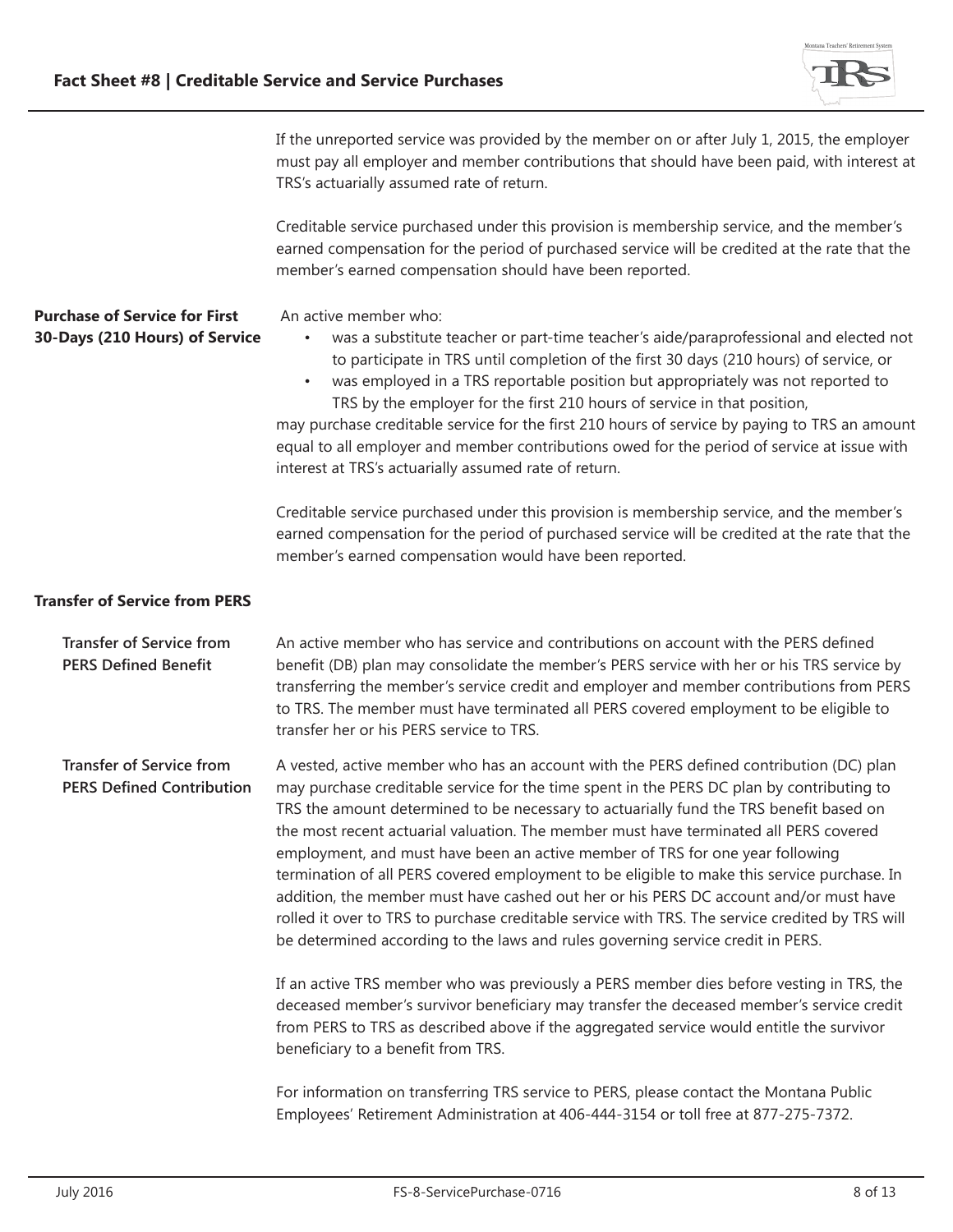If the unreported service was provided by the member on or after July 1, 2015, the employer must pay all employer and member contributions that should have been paid, with interest at TRS's actuarially assumed rate of return.

Creditable service purchased under this provision is membership service, and the member's earned compensation for the period of purchased service will be credited at the rate that the member's earned compensation should have been reported.

### Purchase of Service for First 30-Days (210 Hours) of Service

An active member who:

- was a substitute teacher or part-time teacher's aide/paraprofessional and elected not to participate in TRS until completion of the first 30 days (210 hours) of service, or
- was employed in a TRS reportable position but appropriately was not reported to TRS by the employer for the first 210 hours of service in that position,

may purchase creditable service for the first 210 hours of service by paying to TRS an amount equal to all employer and member contributions owed for the period of service at issue with interest at TRS's actuarially assumed rate of return.

Creditable service purchased under this provision is membership service, and the member's earned compensation for the period of purchased service will be credited at the rate that the member's earned compensation would have been reported.

### Transfer of Service from PERS

#### Transfer of Service from PERS Defined Benefit

An active member who has service and contributions on account with the PERS defined benefit (DB) plan may consolidate the member's PERS service with her or his TRS service by transferring the member's service credit and employer and member contributions from PERS to TRS. The member must have terminated all PERS covered employment to be eligible to transfer her or his PERS service to TRS.

#### Transfer of Service from PERS Defined Contribution

A vested, active member who has an account with the PERS defined contribution (DC) plan may purchase creditable service for the time spent in the PERS DC plan by contributing to TRS the amount determined to be necessary to actuarially fund the TRS benefit based on the most recent actuarial valuation. The member must have terminated all PERS covered employment, and must have been an active member of TRS for one year following termination of all PERS covered employment to be eligible to make this service purchase. In addition, the member must have cashed out her or his PERS DC account and/or must have rolled it over to TRS to purchase creditable service with TRS. The service credited by TRS will be determined according to the laws and rules governing service credit in PERS.

If an active TRS member who was previously a PERS member dies before vesting in TRS, the deceased member's survivor beneficiary may transfer the deceased member's service credit from PERS to TRS as described above if the aggregated service would entitle the survivor beneficiary to a benefit from TRS.

For information on transferring TRS service to PERS, please contact the Montana Public Employees' Retirement Administration at 406-444-3154 or toll free at 877-275-7372.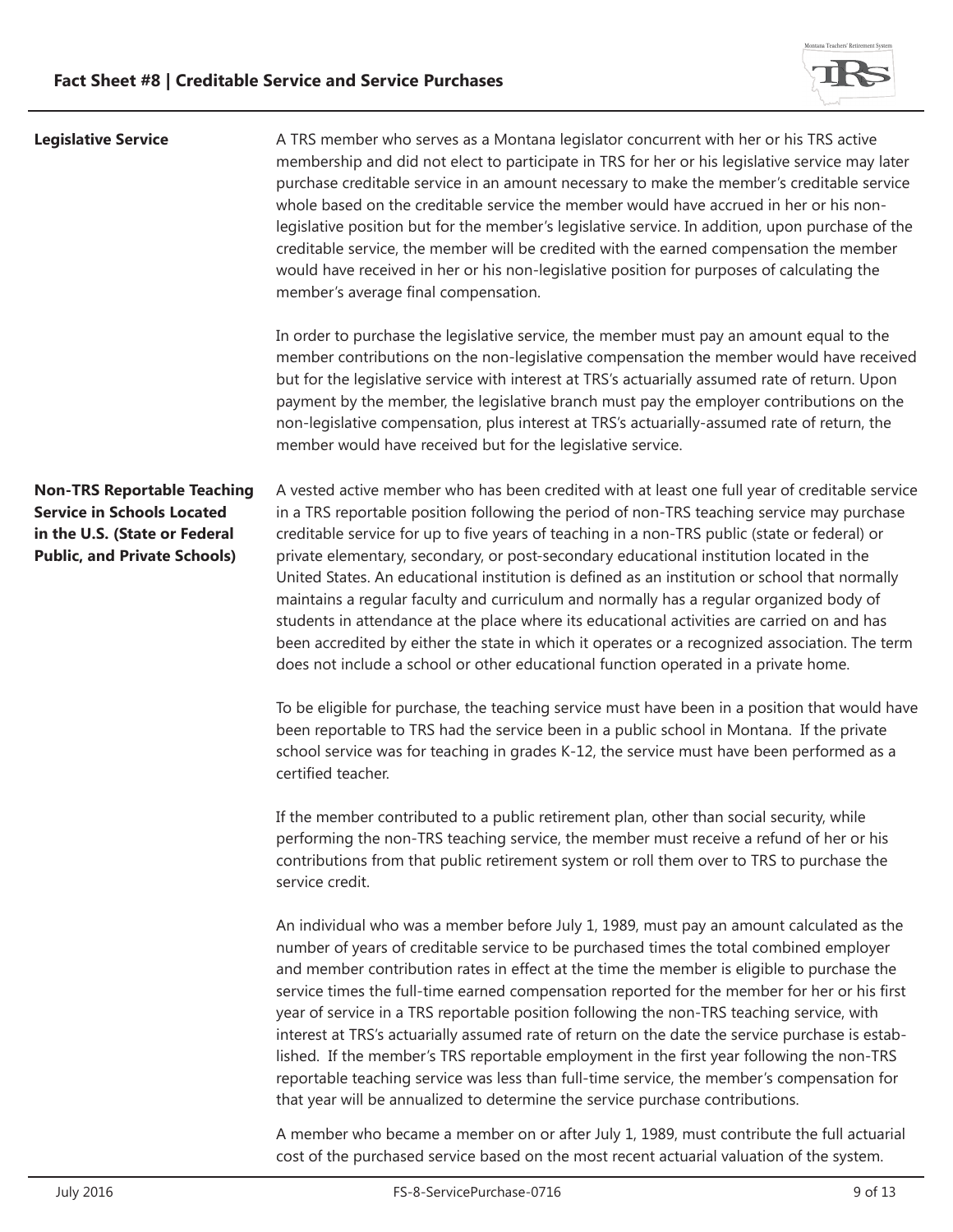**Legislative Service**

A TRS member who serves as a Montana legislator concurrent with her or his TRS active membership and did not elect to participate in TRS for her or his legislative service may later purchase creditable service in an amount necessary to make the member's creditable service whole based on the creditable service the member would have accrued in her or his non-legislative position but for the member's legislative service. In addition, upon purchase of the creditable service, the member will be credited with the earned compensation the member would have received in her or his non-legislative position for purposes of calculating the member's average final compensation.

In order to purchase the legislative service, the member must pay an amount equal to the member contributions on the non-legislative compensation the member would have received but for the legislative service with interest at TRS's actuarially assumed rate of return. Upon payment by the member, the legislative branch must pay the employer contributions on the non-legislative compensation, plus interest at TRS's actuarially-assumed rate of return, the member would have received but for the legislative service.

**Non-TRS Reportable Teaching Service in Schools Located in the U.S. (State or Federal Public, and Private Schools)**

A vested active member who has been credited with at least one full year of creditable service in a TRS reportable position following the period of non-TRS teaching service may purchase creditable service for up to five years of teaching in a non-TRS public (state or federal) or private elementary, secondary, or post-secondary educational institution located in the United States. An educational institution is defined as an institution or school that normally maintains a regular faculty and curriculum and normally has a regular organized body of students in attendance at the place where its educational activities are carried on and has been accredited by either the state in which it operates or a recognized association. The term does not include a school or other educational function operated in a private home.

To be eligible for purchase, the teaching service must have been in a position that would have been reportable to TRS had the service been in a public school in Montana. If the private school service was for teaching in grades K-12, the service must have been performed as a certified teacher.

If the member contributed to a public retirement plan, other than social security, while performing the non-TRS teaching service, the member must receive a refund of her or his contributions from that public retirement system or roll them over to TRS to purchase the service credit.

An individual who was a member before July 1, 1989, must pay an amount calculated as the number of years of creditable service to be purchased times the total combined employer and member contribution rates in effect at the time the member is eligible to purchase the service times the full-time earned compensation reported for the member for her or his first year of service in a TRS reportable position following the non-TRS teaching service, with interest at TRS's actuarially assumed rate of return on the date the service purchase is established. If the member's TRS reportable employment in the first year following the non-TRS reportable teaching service was less than full-time service, the member's compensation for that year will be annualized to determine the service purchase contributions.

A member who became a member on or after July 1, 1989, must contribute the full actuarial cost of the purchased service based on the most recent actuarial valuation of the system.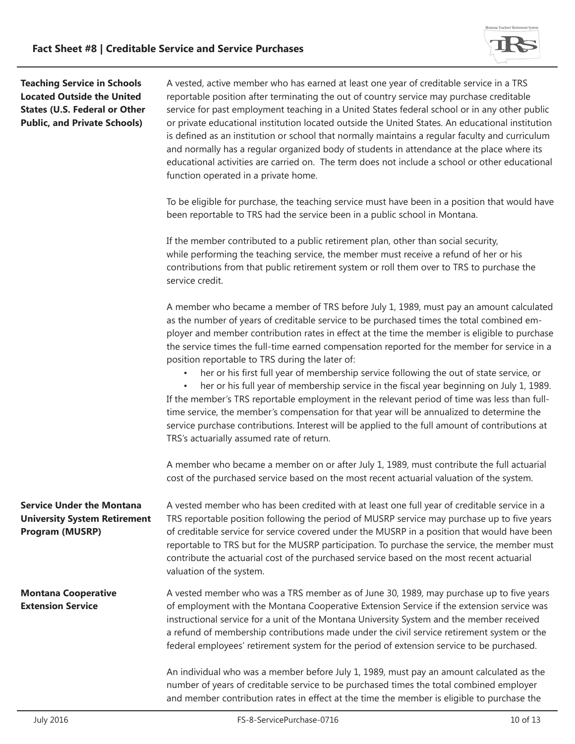### Teaching Service in Schools Located Outside the United States (U.S. Federal or Other Public, and Private Schools)

A vested, active member who has earned at least one year of creditable service in a TRS reportable position after terminating the out of country service may purchase creditable service for past employment teaching in a United States federal school or in any other public or private educational institution located outside the United States. An educational institution is defined as an institution or school that normally maintains a regular faculty and curriculum and normally has a regular organized body of students in attendance at the place where its educational activities are carried on. The term does not include a school or other educational function operated in a private home.

To be eligible for purchase, the teaching service must have been in a position that would have been reportable to TRS had the service been in a public school in Montana.

If the member contributed to a public retirement plan, other than social security, while performing the teaching service, the member must receive a refund of her or his contributions from that public retirement system or roll them over to TRS to purchase the service credit.

A member who became a member of TRS before July 1, 1989, must pay an amount calculated as the number of years of creditable service to be purchased times the total combined employer and member contribution rates in effect at the time the member is eligible to purchase the service times the full-time earned compensation reported for the member for service in a position reportable to TRS during the later of:

- her or his first full year of membership service following the out of state service, or
- her or his full year of membership service in the fiscal year beginning on July 1, 1989.

If the member's TRS reportable employment in the relevant period of time was less than full-time service, the member's compensation for that year will be annualized to determine the service purchase contributions. Interest will be applied to the full amount of contributions at TRS's actuarially assumed rate of return.

A member who became a member on or after July 1, 1989, must contribute the full actuarial cost of the purchased service based on the most recent actuarial valuation of the system.

### Service Under the Montana University System Retirement Program (MUSRP)

A vested member who has been credited with at least one full year of creditable service in a TRS reportable position following the period of MUSRP service may purchase up to five years of creditable service for service covered under the MUSRP in a position that would have been reportable to TRS but for the MUSRP participation. To purchase the service, the member must contribute the actuarial cost of the purchased service based on the most recent actuarial valuation of the system.

### Montana Cooperative Extension Service

A vested member who was a TRS member as of June 30, 1989, may purchase up to five years of employment with the Montana Cooperative Extension Service if the extension service was instructional service for a unit of the Montana University System and the member received a refund of membership contributions made under the civil service retirement system or the federal employees' retirement system for the period of extension service to be purchased.

An individual who was a member before July 1, 1989, must pay an amount calculated as the number of years of creditable service to be purchased times the total combined employer and member contribution rates in effect at the time the member is eligible to purchase the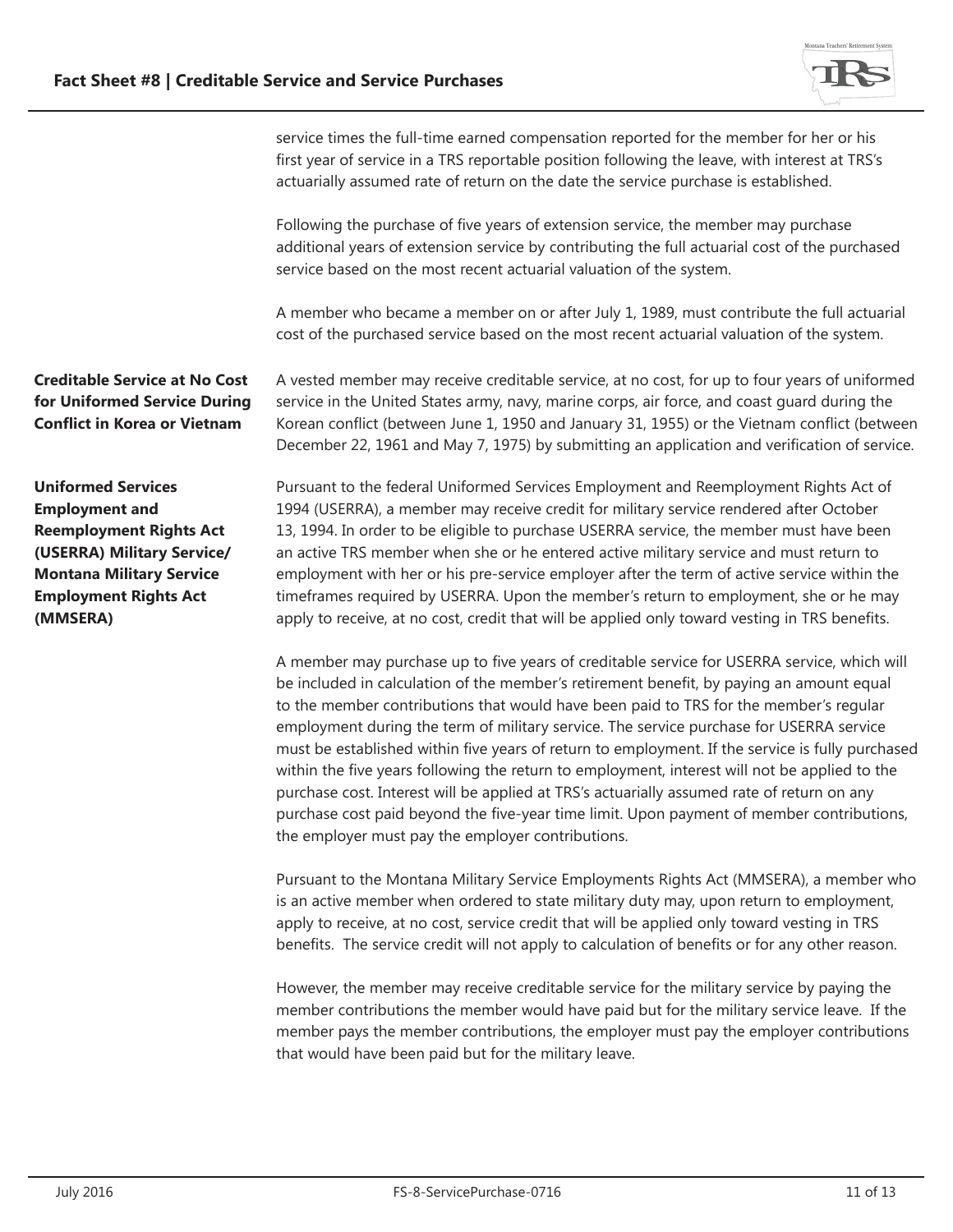service times the full-time earned compensation reported for the member for her or his first year of service in a TRS reportable position following the leave, with interest at TRS's actuarially assumed rate of return on the date the service purchase is established.

Following the purchase of five years of extension service, the member may purchase additional years of extension service by contributing the full actuarial cost of the purchased service based on the most recent actuarial valuation of the system.

A member who became a member on or after July 1, 1989, must contribute the full actuarial cost of the purchased service based on the most recent actuarial valuation of the system.

**Creditable Service at No Cost for Uniformed Service During Conflict in Korea or Vietnam**

A vested member may receive creditable service, at no cost, for up to four years of uniformed service in the United States army, navy, marine corps, air force, and coast guard during the Korean conflict (between June 1, 1950 and January 31, 1955) or the Vietnam conflict (between December 22, 1961 and May 7, 1975) by submitting an application and verification of service.

**Uniformed Services Employment and Reemployment Rights Act (USERRA) Military Service/ Montana Military Service Employment Rights Act (MMSERA)**

Pursuant to the federal Uniformed Services Employment and Reemployment Rights Act of 1994 (USERRA), a member may receive credit for military service rendered after October 13, 1994. In order to be eligible to purchase USERRA service, the member must have been an active TRS member when she or he entered active military service and must return to employment with her or his pre-service employer after the term of active service within the timeframes required by USERRA. Upon the member's return to employment, she or he may apply to receive, at no cost, credit that will be applied only toward vesting in TRS benefits.

A member may purchase up to five years of creditable service for USERRA service, which will be included in calculation of the member's retirement benefit, by paying an amount equal to the member contributions that would have been paid to TRS for the member's regular employment during the term of military service. The service purchase for USERRA service must be established within five years of return to employment. If the service is fully purchased within the five years following the return to employment, interest will not be applied to the purchase cost. Interest will be applied at TRS's actuarially assumed rate of return on any purchase cost paid beyond the five-year time limit. Upon payment of member contributions, the employer must pay the employer contributions.

Pursuant to the Montana Military Service Employments Rights Act (MMSERA), a member who is an active member when ordered to state military duty may, upon return to employment, apply to receive, at no cost, service credit that will be applied only toward vesting in TRS benefits. The service credit will not apply to calculation of benefits or for any other reason.

However, the member may receive creditable service for the military service by paying the member contributions the member would have paid but for the military service leave. If the member pays the member contributions, the employer must pay the employer contributions that would have been paid but for the military leave.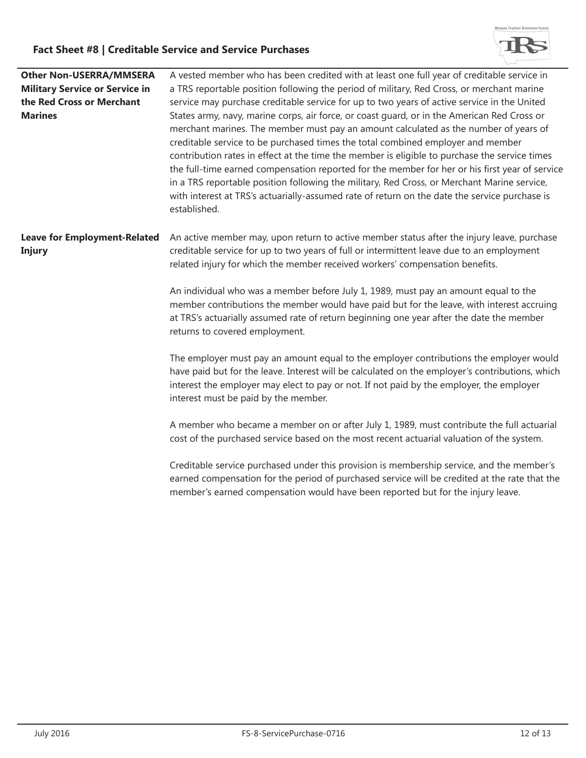**Other Non-USERRA/MMSERA Military Service or Service in the Red Cross or Merchant Marines**

A vested member who has been credited with at least one full year of creditable service in a TRS reportable position following the period of military, Red Cross, or merchant marine service may purchase creditable service for up to two years of active service in the United States army, navy, marine corps, air force, or coast guard, or in the American Red Cross or merchant marines. The member must pay an amount calculated as the number of years of creditable service to be purchased times the total combined employer and member contribution rates in effect at the time the member is eligible to purchase the service times the full-time earned compensation reported for the member for her or his first year of service in a TRS reportable position following the military, Red Cross, or Merchant Marine service, with interest at TRS's actuarially-assumed rate of return on the date the service purchase is established.

**Leave for Employment-Related Injury**

An active member may, upon return to active member status after the injury leave, purchase creditable service for up to two years of full or intermittent leave due to an employment related injury for which the member received workers' compensation benefits.

An individual who was a member before July 1, 1989, must pay an amount equal to the member contributions the member would have paid but for the leave, with interest accruing at TRS's actuarially assumed rate of return beginning one year after the date the member returns to covered employment.

The employer must pay an amount equal to the employer contributions the employer would have paid but for the leave. Interest will be calculated on the employer's contributions, which interest the employer may elect to pay or not. If not paid by the employer, the employer interest must be paid by the member.

A member who became a member on or after July 1, 1989, must contribute the full actuarial cost of the purchased service based on the most recent actuarial valuation of the system.

Creditable service purchased under this provision is membership service, and the member's earned compensation for the period of purchased service will be credited at the rate that the member's earned compensation would have been reported but for the injury leave.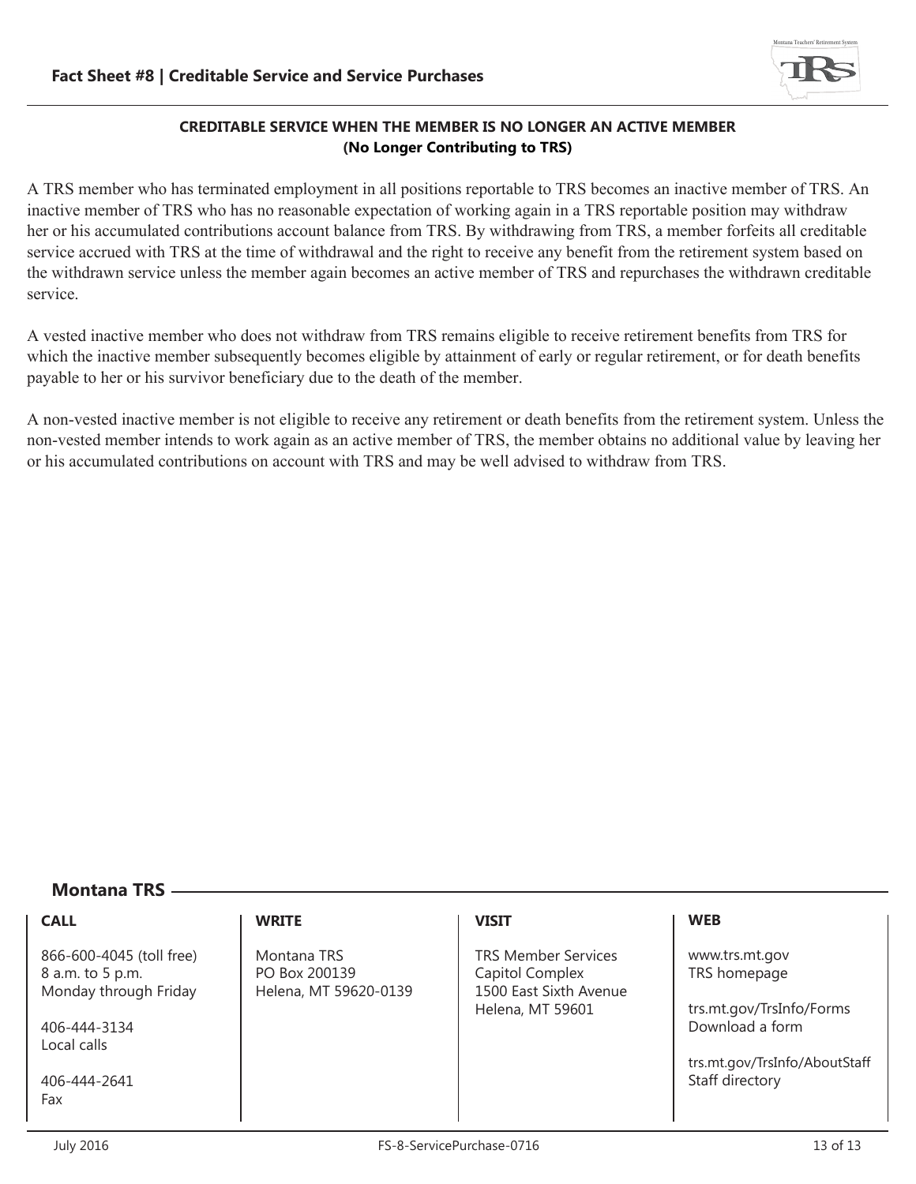### CREDITABLE SERVICE WHEN THE MEMBER IS NO LONGER AN ACTIVE MEMBER (No Longer Contributing to TRS)

A TRS member who has terminated employment in all positions reportable to TRS becomes an inactive member of TRS. An inactive member of TRS who has no reasonable expectation of working again in a TRS reportable position may withdraw her or his accumulated contributions account balance from TRS. By withdrawing from TRS, a member forfeits all creditable service accrued with TRS at the time of withdrawal and the right to receive any benefit from the retirement system based on the withdrawn service unless the member again becomes an active member of TRS and repurchases the withdrawn creditable service.

A vested inactive member who does not withdraw from TRS remains eligible to receive retirement benefits from TRS for which the inactive member subsequently becomes eligible by attainment of early or regular retirement, or for death benefits payable to her or his survivor beneficiary due to the death of the member.

A non-vested inactive member is not eligible to receive any retirement or death benefits from the retirement system. Unless the non-vested member intends to work again as an active member of TRS, the member obtains no additional value by leaving her or his accumulated contributions on account with TRS and may be well advised to withdraw from TRS.

## Montana TRS

**CALL**

866-600-4045 (toll free)
8 a.m. to 5 p.m.
Monday through Friday

406-444-3134
Local calls

406-444-2641
Fax

**WRITE**

Montana TRS
PO Box 200139
Helena, MT 59620-0139

**VISIT**

TRS Member Services
Capitol Complex
1500 East Sixth Avenue
Helena, MT 59601

**WEB**

www.trs.mt.gov
TRS homepage

trs.mt.gov/TrsInfo/Forms
Download a form

trs.mt.gov/TrsInfo/AboutStaff
Staff directory